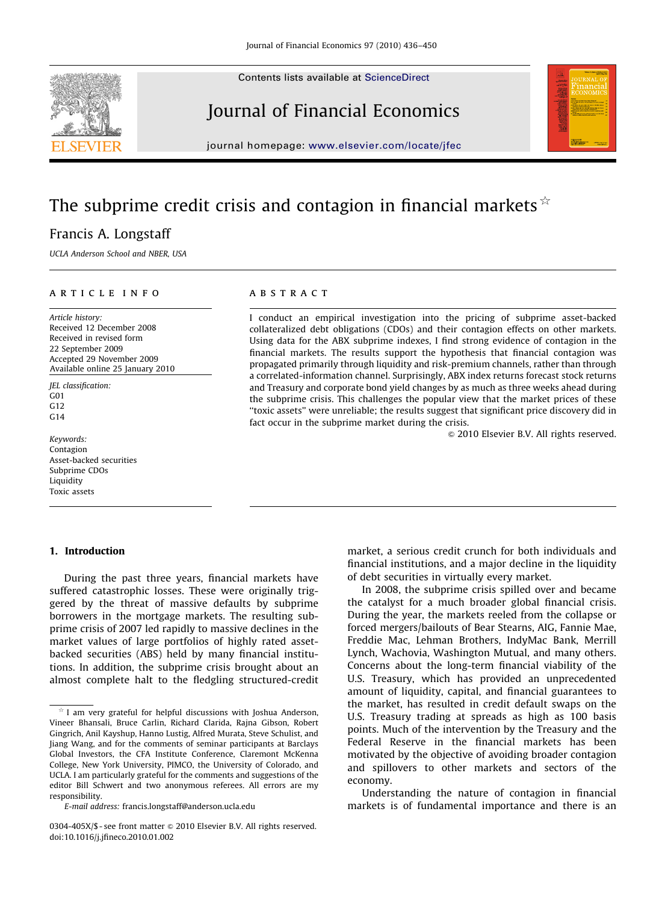# The subprime credit crisis and contagion in financial markets ☆

Francis A. Longstaff

*UCLA Anderson School and NBER, USA*

## ARTICLE INFO

*Article history:*
Received 12 December 2008
Received in revised form
22 September 2009
Accepted 29 November 2009
Available online 25 January 2010

*JEL classification:*
G01
G12
G14

*Keywords:*
Contagion
Asset-backed securities
Subprime CDOs
Liquidity
Toxic assets

## ABSTRACT

I conduct an empirical investigation into the pricing of subprime asset-backed collateralized debt obligations (CDOs) and their contagion effects on other markets. Using data for the ABX subprime indexes, I find strong evidence of contagion in the financial markets. The results support the hypothesis that financial contagion was propagated primarily through liquidity and risk-premium channels, rather than through a correlated-information channel. Surprisingly, ABX index returns forecast stock returns and Treasury and corporate bond yield changes by as much as three weeks ahead during the subprime crisis. This challenges the popular view that the market prices of these "toxic assets" were unreliable; the results suggest that significant price discovery did in fact occur in the subprime market during the crisis.

© 2010 Elsevier B.V. All rights reserved.

## 1. Introduction

During the past three years, financial markets have suffered catastrophic losses. These were originally triggered by the threat of massive defaults by subprime borrowers in the mortgage markets. The resulting subprime crisis of 2007 led rapidly to massive declines in the market values of large portfolios of highly rated asset-backed securities (ABS) held by many financial institutions. In addition, the subprime crisis brought about an almost complete halt to the fledgling structured-credit market, a serious credit crunch for both individuals and financial institutions, and a major decline in the liquidity of debt securities in virtually every market.

In 2008, the subprime crisis spilled over and became the catalyst for a much broader global financial crisis. During the year, the markets reeled from the collapse or forced mergers/bailouts of Bear Stearns, AIG, Fannie Mae, Freddie Mac, Lehman Brothers, IndyMac Bank, Merrill Lynch, Wachovia, Washington Mutual, and many others. Concerns about the long-term financial viability of the U.S. Treasury, which has provided an unprecedented amount of liquidity, capital, and financial guarantees to the market, has resulted in credit default swaps on the U.S. Treasury trading at spreads as high as 100 basis points. Much of the intervention by the Treasury and the Federal Reserve in the financial markets has been motivated by the objective of avoiding broader contagion and spillovers to other markets and sectors of the economy.

Understanding the nature of contagion in financial markets is of fundamental importance and there is an

---

☆ I am very grateful for helpful discussions with Joshua Anderson, Vineer Bhansali, Bruce Carlin, Richard Clarida, Rajna Gibson, Robert Gingrich, Anil Kayshup, Hanno Lustig, Alfred Murata, Steve Schulist, and Jiang Wang, and for the comments of seminar participants at Barclays Global Investors, the CFA Institute Conference, Claremont McKenna College, New York University, PIMCO, the University of Colorado, and UCLA. I am particularly grateful for the comments and suggestions of the editor Bill Schwert and two anonymous referees. All errors are my responsibility.

*E-mail address:* francis.longstaff@anderson.ucla.edu

0304-405X/$ - see front matter © 2010 Elsevier B.V. All rights reserved.
doi:10.1016/j.jfineco.2010.01.002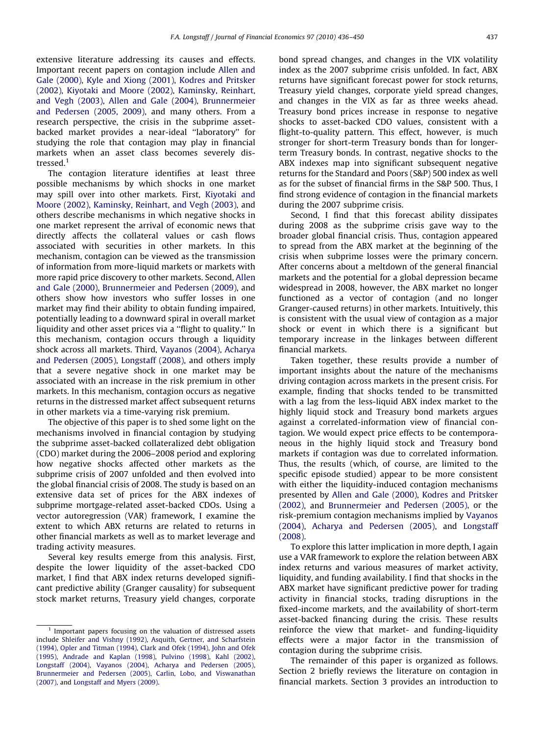extensive literature addressing its causes and effects. Important recent papers on contagion include Allen and Gale (2000), Kyle and Xiong (2001), Kodres and Pritsker (2002), Kiyotaki and Moore (2002), Kaminsky, Reinhart, and Vegh (2003), Allen and Gale (2004), Brunnermeier and Pedersen (2005, 2009), and many others. From a research perspective, the crisis in the subprime asset-backed market provides a near-ideal "laboratory" for studying the role that contagion may play in financial markets when an asset class becomes severely distressed.[1]

The contagion literature identifies at least three possible mechanisms by which shocks in one market may spill over into other markets. First, Kiyotaki and Moore (2002), Kaminsky, Reinhart, and Vegh (2003), and others describe mechanisms in which negative shocks in one market represent the arrival of economic news that directly affects the collateral values or cash flows associated with securities in other markets. In this mechanism, contagion can be viewed as the transmission of information from more-liquid markets or markets with more rapid price discovery to other markets. Second, Allen and Gale (2000), Brunnermeier and Pedersen (2009), and others show how investors who suffer losses in one market may find their ability to obtain funding impaired, potentially leading to a downward spiral in overall market liquidity and other asset prices via a "flight to quality." In this mechanism, contagion occurs through a liquidity shock across all markets. Third, Vayanos (2004), Acharya and Pedersen (2005), Longstaff (2008), and others imply that a severe negative shock in one market may be associated with an increase in the risk premium in other markets. In this mechanism, contagion occurs as negative returns in the distressed market affect subsequent returns in other markets via a time-varying risk premium.

The objective of this paper is to shed some light on the mechanisms involved in financial contagion by studying the subprime asset-backed collateralized debt obligation (CDO) market during the 2006–2008 period and exploring how negative shocks affected other markets as the subprime crisis of 2007 unfolded and then evolved into the global financial crisis of 2008. The study is based on an extensive data set of prices for the ABX indexes of subprime mortgage-related asset-backed CDOs. Using a vector autoregression (VAR) framework, I examine the extent to which ABX returns are related to returns in other financial markets as well as to market leverage and trading activity measures.

Several key results emerge from this analysis. First, despite the lower liquidity of the asset-backed CDO market, I find that ABX index returns developed significant predictive ability (Granger causality) for subsequent stock market returns, Treasury yield changes, corporate bond spread changes, and changes in the VIX volatility index as the 2007 subprime crisis unfolded. In fact, ABX returns have significant forecast power for stock returns, Treasury yield changes, corporate yield spread changes, and changes in the VIX as far as three weeks ahead. Treasury bond prices increase in response to negative shocks to asset-backed CDO values, consistent with a flight-to-quality pattern. This effect, however, is much stronger for short-term Treasury bonds than for longer-term Treasury bonds. In contrast, negative shocks to the ABX indexes map into significant subsequent negative returns for the Standard and Poors (S&P) 500 index as well as for the subset of financial firms in the S&P 500. Thus, I find strong evidence of contagion in the financial markets during the 2007 subprime crisis.

Second, I find that this forecast ability dissipates during 2008 as the subprime crisis gave way to the broader global financial crisis. Thus, contagion appeared to spread from the ABX market at the beginning of the crisis when subprime losses were the primary concern. After concerns about a meltdown of the general financial markets and the potential for a global depression became widespread in 2008, however, the ABX market no longer functioned as a vector of contagion (and no longer Granger-caused returns) in other markets. Intuitively, this is consistent with the usual view of contagion as a major shock or event in which there is a significant but temporary increase in the linkages between different financial markets.

Taken together, these results provide a number of important insights about the nature of the mechanisms driving contagion across markets in the present crisis. For example, finding that shocks tended to be transmitted with a lag from the less-liquid ABX index market to the highly liquid stock and Treasury bond markets argues against a correlated-information view of financial contagion. We would expect price effects to be contemporaneous in the highly liquid stock and Treasury bond markets if contagion was due to correlated information. Thus, the results (which, of course, are limited to the specific episode studied) appear to be more consistent with either the liquidity-induced contagion mechanisms presented by Allen and Gale (2000), Kodres and Pritsker (2002), and Brunnermeier and Pedersen (2005), or the risk-premium contagion mechanisms implied by Vayanos (2004), Acharya and Pedersen (2005), and Longstaff (2008).

To explore this latter implication in more depth, I again use a VAR framework to explore the relation between ABX index returns and various measures of market activity, liquidity, and funding availability. I find that shocks in the ABX market have significant predictive power for trading activity in financial stocks, trading disruptions in the fixed-income markets, and the availability of short-term asset-backed financing during the crisis. These results reinforce the view that market- and funding-liquidity effects were a major factor in the transmission of contagion during the subprime crisis.

The remainder of this paper is organized as follows. Section 2 briefly reviews the literature on contagion in financial markets. Section 3 provides an introduction to

[1] Important papers focusing on the valuation of distressed assets include Shleifer and Vishny (1992), Asquith, Gertner, and Scharfstein (1994), Opler and Titman (1994), Clark and Ofek (1994), John and Ofek (1995), Andrade and Kaplan (1998), Pulvino (1998), Kahl (2002), Longstaff (2004), Vayanos (2004), Acharya and Pedersen (2005), Brunnermeier and Pedersen (2005), Carlin, Lobo, and Viswanathan (2007), and Longstaff and Myers (2009).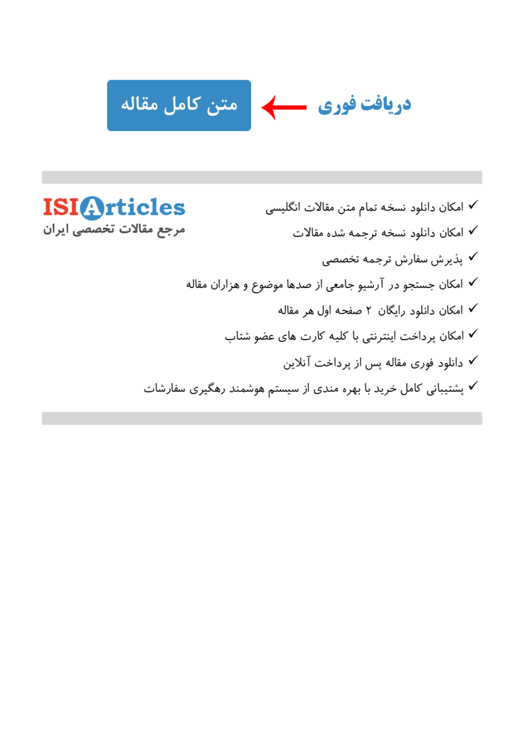دریافت فوری ← **متن کامل مقاله**

**ISIArticles**
مرجع مقالات تخصصی ایران

- ✓ امکان دانلود نسخه تمام متن مقالات انگلیسی
- ✓ امکان دانلود نسخه ترجمه شده مقالات
- ✓ پذیرش سفارش ترجمه تخصصی
- ✓ امکان جستجو در آرشیو جامعی از صدها موضوع و هزاران مقاله
- ✓ امکان دانلود رایگان ۲ صفحه اول هر مقاله
- ✓ امکان پرداخت اینترنتی با کلیه کارت های عضو شتاب
- ✓ دانلود فوری مقاله پس از پرداخت آنلاین
- ✓ پشتیبانی کامل خرید با بهره مندی از سیستم هوشمند رهگیری سفارشات